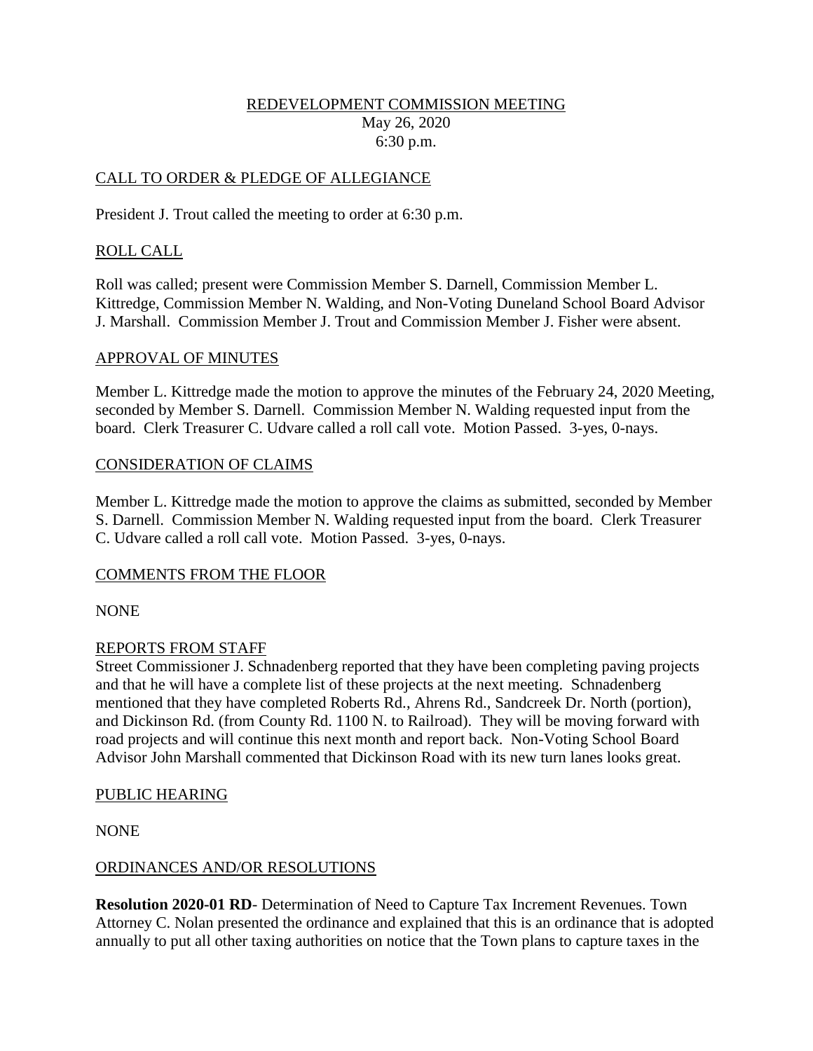REDEVELOPMENT COMMISSION MEETING
May 26, 2020
6:30 p.m.

## CALL TO ORDER & PLEDGE OF ALLEGIANCE

President J. Trout called the meeting to order at 6:30 p.m.

## ROLL CALL

Roll was called; present were Commission Member S. Darnell, Commission Member L. Kittredge, Commission Member N. Walding, and Non-Voting Duneland School Board Advisor J. Marshall. Commission Member J. Trout and Commission Member J. Fisher were absent.

## APPROVAL OF MINUTES

Member L. Kittredge made the motion to approve the minutes of the February 24, 2020 Meeting, seconded by Member S. Darnell. Commission Member N. Walding requested input from the board. Clerk Treasurer C. Udvare called a roll call vote. Motion Passed. 3-yes, 0-nays.

## CONSIDERATION OF CLAIMS

Member L. Kittredge made the motion to approve the claims as submitted, seconded by Member S. Darnell. Commission Member N. Walding requested input from the board. Clerk Treasurer C. Udvare called a roll call vote. Motion Passed. 3-yes, 0-nays.

## COMMENTS FROM THE FLOOR

NONE

## REPORTS FROM STAFF

Street Commissioner J. Schnadenberg reported that they have been completing paving projects and that he will have a complete list of these projects at the next meeting. Schnadenberg mentioned that they have completed Roberts Rd., Ahrens Rd., Sandcreek Dr. North (portion), and Dickinson Rd. (from County Rd. 1100 N. to Railroad). They will be moving forward with road projects and will continue this next month and report back. Non-Voting School Board Advisor John Marshall commented that Dickinson Road with its new turn lanes looks great.

## PUBLIC HEARING

NONE

## ORDINANCES AND/OR RESOLUTIONS

**Resolution 2020-01 RD**- Determination of Need to Capture Tax Increment Revenues. Town Attorney C. Nolan presented the ordinance and explained that this is an ordinance that is adopted annually to put all other taxing authorities on notice that the Town plans to capture taxes in the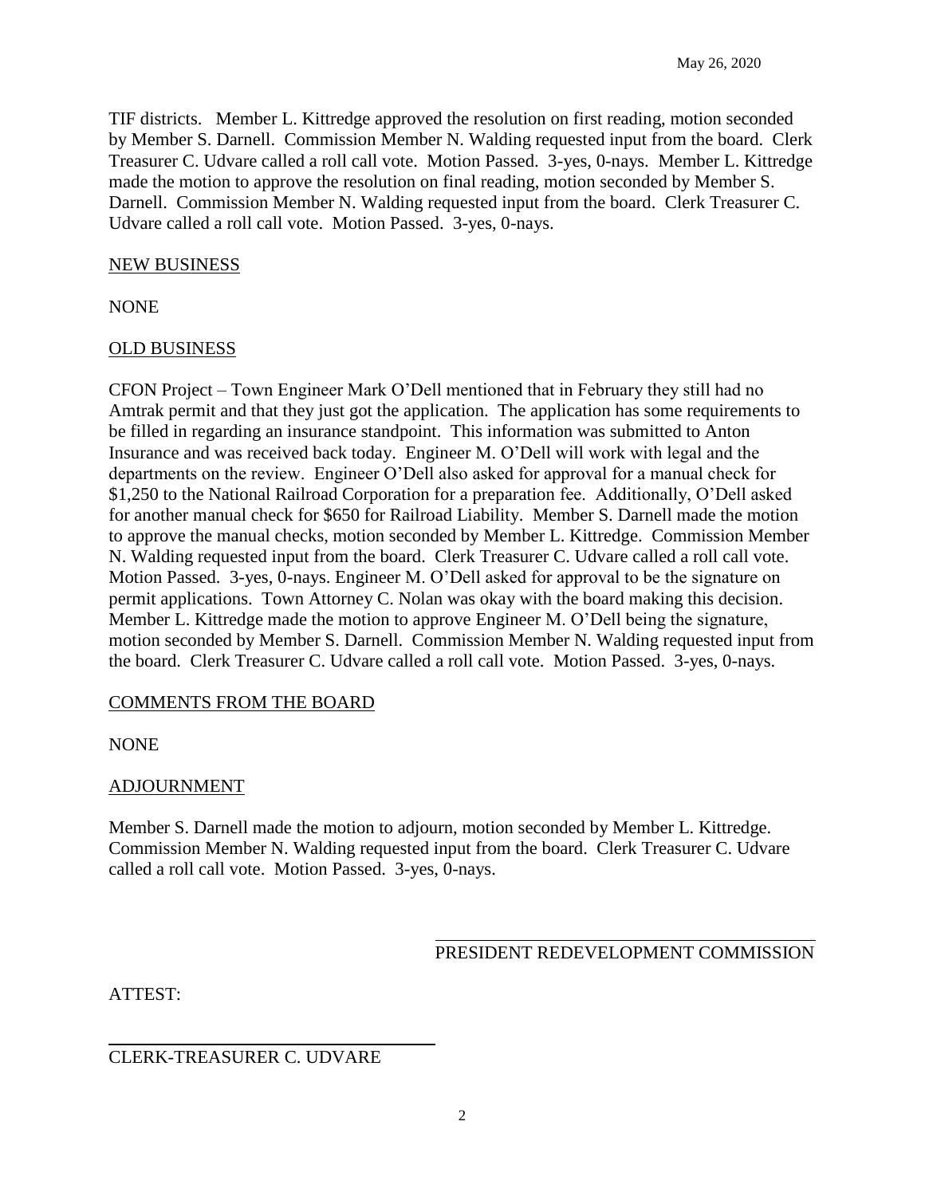TIF districts. Member L. Kittredge approved the resolution on first reading, motion seconded by Member S. Darnell. Commission Member N. Walding requested input from the board. Clerk Treasurer C. Udvare called a roll call vote. Motion Passed. 3-yes, 0-nays. Member L. Kittredge made the motion to approve the resolution on final reading, motion seconded by Member S. Darnell. Commission Member N. Walding requested input from the board. Clerk Treasurer C. Udvare called a roll call vote. Motion Passed. 3-yes, 0-nays.

## NEW BUSINESS

NONE

## OLD BUSINESS

CFON Project – Town Engineer Mark O'Dell mentioned that in February they still had no Amtrak permit and that they just got the application. The application has some requirements to be filled in regarding an insurance standpoint. This information was submitted to Anton Insurance and was received back today. Engineer M. O'Dell will work with legal and the departments on the review. Engineer O'Dell also asked for approval for a manual check for $1,250 to the National Railroad Corporation for a preparation fee. Additionally, O'Dell asked for another manual check for $650 for Railroad Liability. Member S. Darnell made the motion to approve the manual checks, motion seconded by Member L. Kittredge. Commission Member N. Walding requested input from the board. Clerk Treasurer C. Udvare called a roll call vote. Motion Passed. 3-yes, 0-nays. Engineer M. O'Dell asked for approval to be the signature on permit applications. Town Attorney C. Nolan was okay with the board making this decision. Member L. Kittredge made the motion to approve Engineer M. O'Dell being the signature, motion seconded by Member S. Darnell. Commission Member N. Walding requested input from the board. Clerk Treasurer C. Udvare called a roll call vote. Motion Passed. 3-yes, 0-nays.

## COMMENTS FROM THE BOARD

NONE

## ADJOURNMENT

Member S. Darnell made the motion to adjourn, motion seconded by Member L. Kittredge. Commission Member N. Walding requested input from the board. Clerk Treasurer C. Udvare called a roll call vote. Motion Passed. 3-yes, 0-nays.

PRESIDENT REDEVELOPMENT COMMISSION

ATTEST:

CLERK-TREASURER C. UDVARE